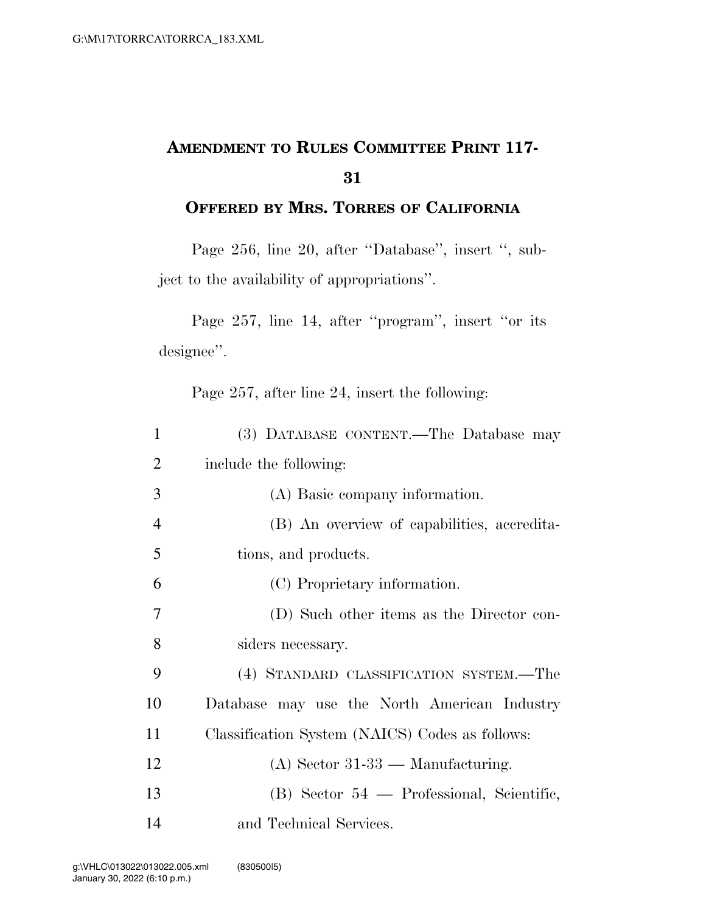## AMENDMENT TO RULES COMMITTEE PRINT 117-31

### OFFERED BY MRS. TORRES OF CALIFORNIA

Page 256, line 20, after "Database", insert ", subject to the availability of appropriations".

Page 257, line 14, after "program", insert "or its designee".

Page 257, after line 24, insert the following:

(3) DATABASE CONTENT.—The Database may include the following:

(A) Basic company information.

(B) An overview of capabilities, accreditations, and products.

(C) Proprietary information.

(D) Such other items as the Director considers necessary.

(4) STANDARD CLASSIFICATION SYSTEM.—The Database may use the North American Industry Classification System (NAICS) Codes as follows:

(A) Sector 31-33 — Manufacturing.

(B) Sector 54 — Professional, Scientific, and Technical Services.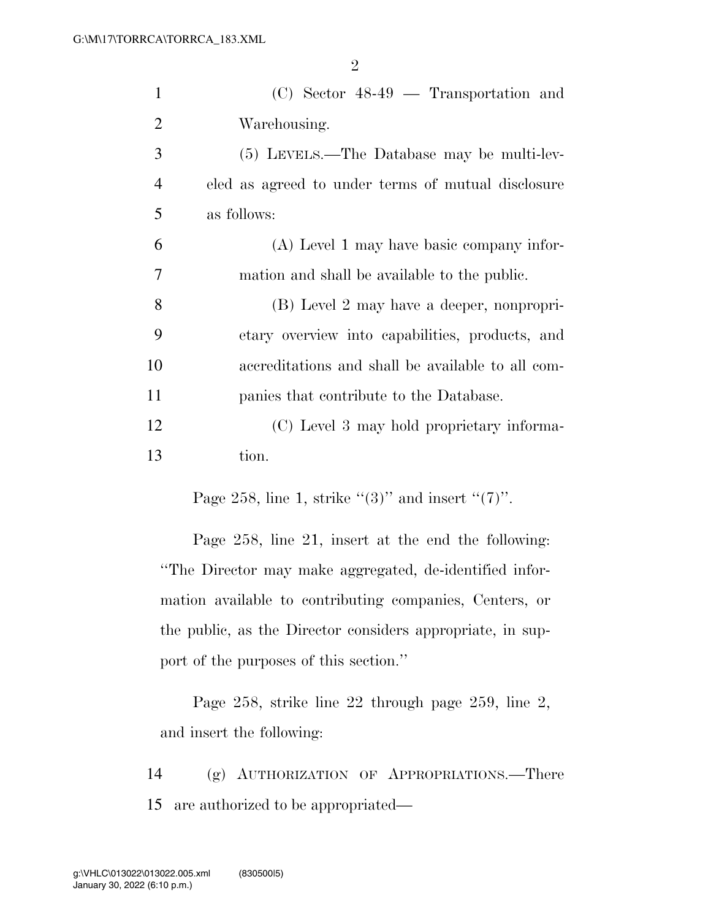(C) Sector 48-49 — Transportation and Warehousing.

(5) LEVELS.—The Database may be multi-leveled as agreed to under terms of mutual disclosure as follows:

(A) Level 1 may have basic company information and shall be available to the public.

(B) Level 2 may have a deeper, nonproprietary overview into capabilities, products, and accreditations and shall be available to all companies that contribute to the Database.

(C) Level 3 may hold proprietary information.

Page 258, line 1, strike "(3)" and insert "(7)".

Page 258, line 21, insert at the end the following: "The Director may make aggregated, de-identified information available to contributing companies, Centers, or the public, as the Director considers appropriate, in support of the purposes of this section."

Page 258, strike line 22 through page 259, line 2, and insert the following:

(g) AUTHORIZATION OF APPROPRIATIONS.—There are authorized to be appropriated—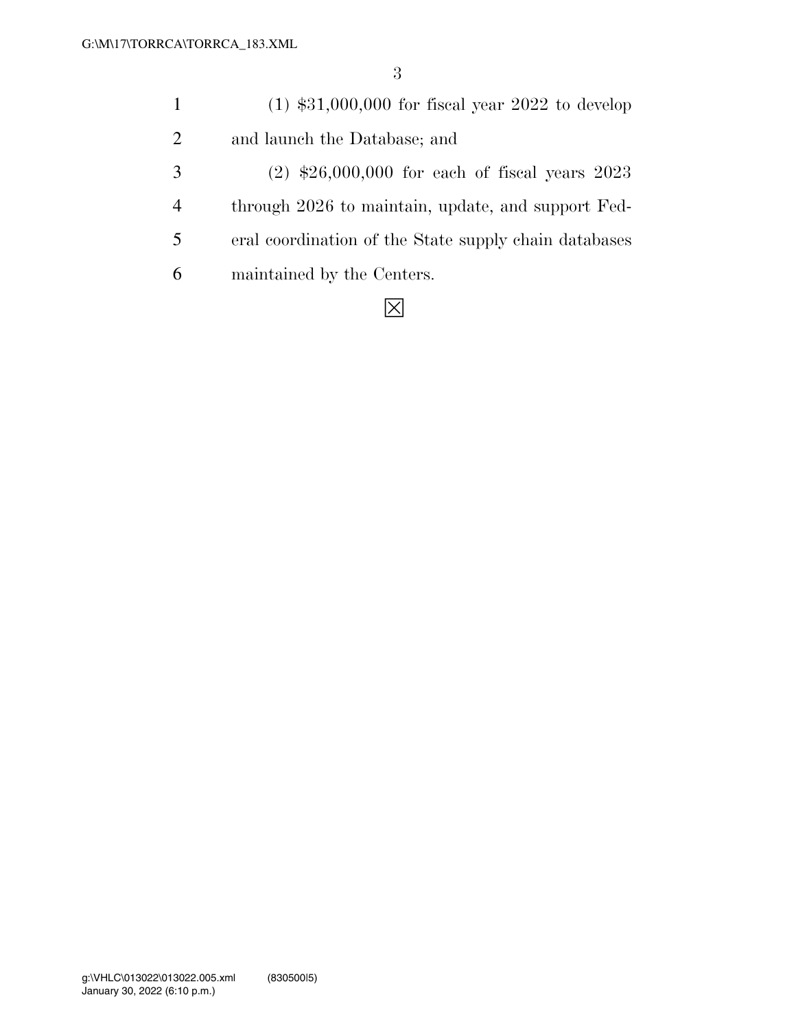(1) $31,000,000 for fiscal year 2022 to develop and launch the Database; and

(2) $26,000,000 for each of fiscal years 2023 through 2026 to maintain, update, and support Federal coordination of the State supply chain databases maintained by the Centers.